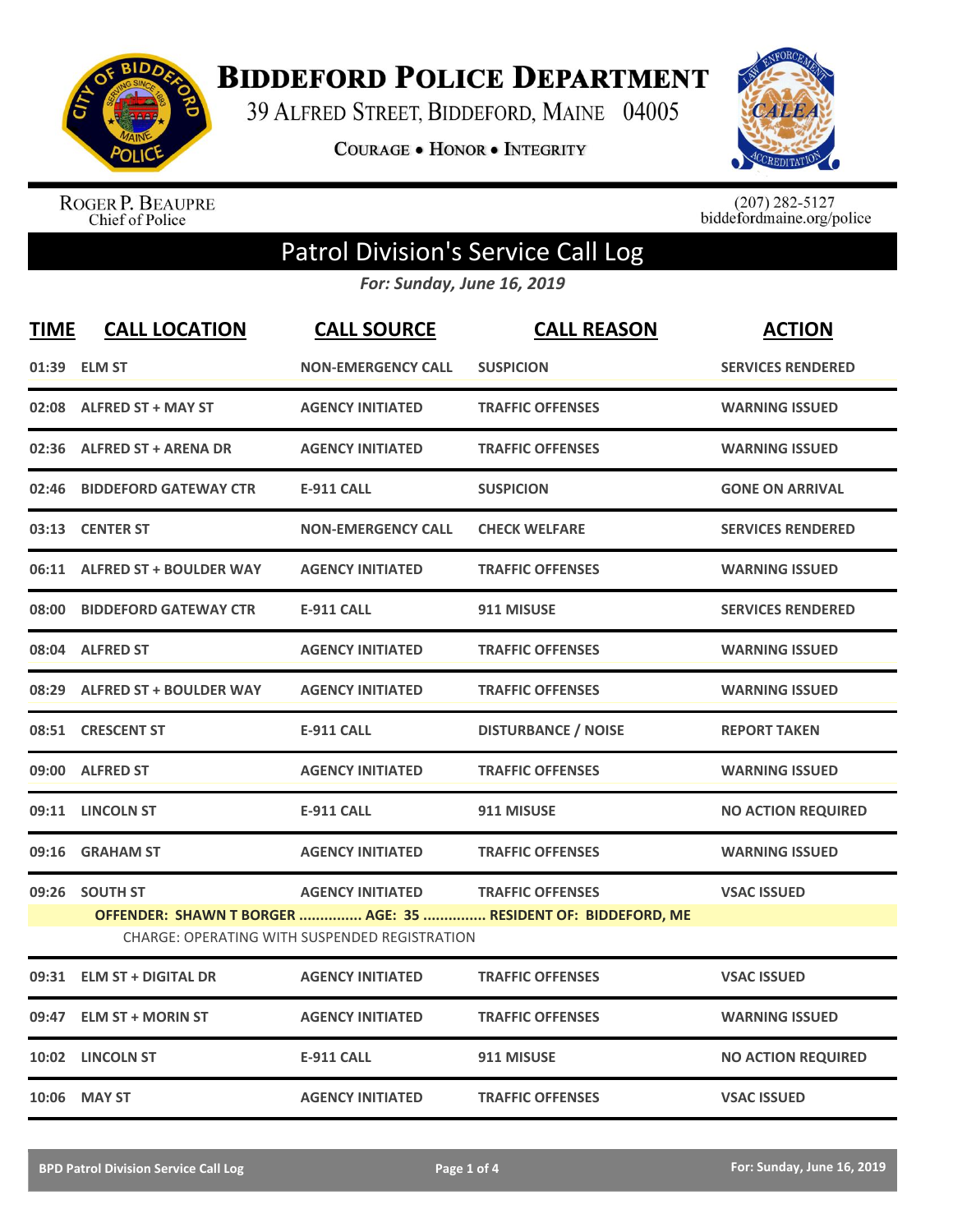# Biddeford Police Department

39 Alfred Street, Biddeford, Maine 04005

Courage • Honor • Integrity

Roger P. Beaupre
Chief of Police

(207) 282-5127
biddefordmaine.org/police

## Patrol Division's Service Call Log

*For: Sunday, June 16, 2019*

| TIME | CALL LOCATION | CALL SOURCE | CALL REASON | ACTION |
|---|---|---|---|---|
| 01:39 | ELM ST | NON-EMERGENCY CALL | SUSPICION | SERVICES RENDERED |
| 02:08 | ALFRED ST + MAY ST | AGENCY INITIATED | TRAFFIC OFFENSES | WARNING ISSUED |
| 02:36 | ALFRED ST + ARENA DR | AGENCY INITIATED | TRAFFIC OFFENSES | WARNING ISSUED |
| 02:46 | BIDDEFORD GATEWAY CTR | E-911 CALL | SUSPICION | GONE ON ARRIVAL |
| 03:13 | CENTER ST | NON-EMERGENCY CALL | CHECK WELFARE | SERVICES RENDERED |
| 06:11 | ALFRED ST + BOULDER WAY | AGENCY INITIATED | TRAFFIC OFFENSES | WARNING ISSUED |
| 08:00 | BIDDEFORD GATEWAY CTR | E-911 CALL | 911 MISUSE | SERVICES RENDERED |
| 08:04 | ALFRED ST | AGENCY INITIATED | TRAFFIC OFFENSES | WARNING ISSUED |
| 08:29 | ALFRED ST + BOULDER WAY | AGENCY INITIATED | TRAFFIC OFFENSES | WARNING ISSUED |
| 08:51 | CRESCENT ST | E-911 CALL | DISTURBANCE / NOISE | REPORT TAKEN |
| 09:00 | ALFRED ST | AGENCY INITIATED | TRAFFIC OFFENSES | WARNING ISSUED |
| 09:11 | LINCOLN ST | E-911 CALL | 911 MISUSE | NO ACTION REQUIRED |
| 09:16 | GRAHAM ST | AGENCY INITIATED | TRAFFIC OFFENSES | WARNING ISSUED |
| 09:26 | SOUTH ST | AGENCY INITIATED | TRAFFIC OFFENSES | VSAC ISSUED |
| | OFFENDER: SHAWN T BORGER ............... AGE: 35 ............... RESIDENT OF: BIDDEFORD, ME<br>CHARGE: OPERATING WITH SUSPENDED REGISTRATION | | | |
| 09:31 | ELM ST + DIGITAL DR | AGENCY INITIATED | TRAFFIC OFFENSES | VSAC ISSUED |
| 09:47 | ELM ST + MORIN ST | AGENCY INITIATED | TRAFFIC OFFENSES | WARNING ISSUED |
| 10:02 | LINCOLN ST | E-911 CALL | 911 MISUSE | NO ACTION REQUIRED |
| 10:06 | MAY ST | AGENCY INITIATED | TRAFFIC OFFENSES | VSAC ISSUED |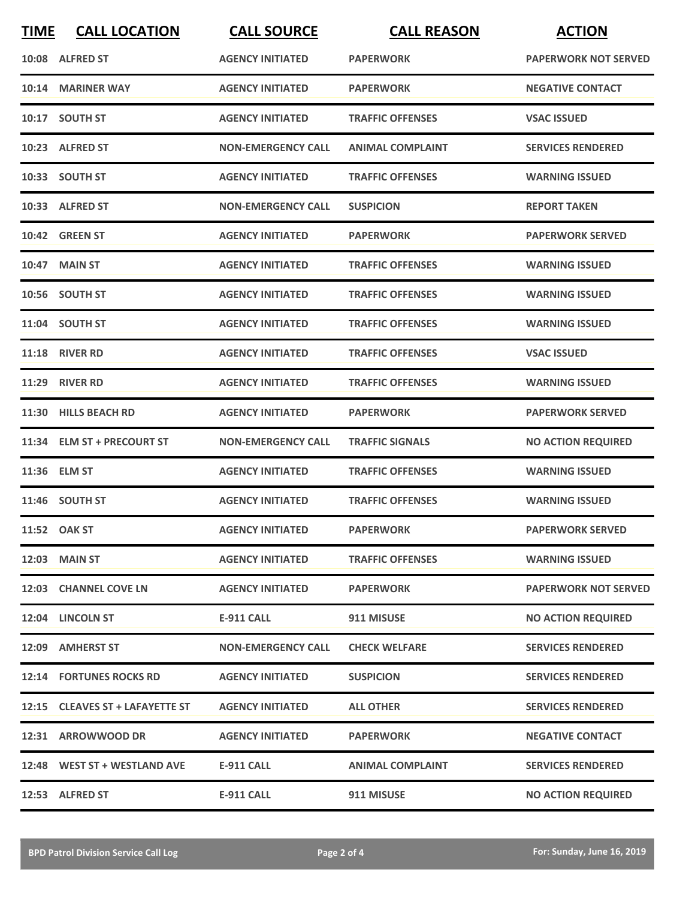| TIME | CALL LOCATION | CALL SOURCE | CALL REASON | ACTION |
|---|---|---|---|---|
| 10:08 | ALFRED ST | AGENCY INITIATED | PAPERWORK | PAPERWORK NOT SERVED |
| 10:14 | MARINER WAY | AGENCY INITIATED | PAPERWORK | NEGATIVE CONTACT |
| 10:17 | SOUTH ST | AGENCY INITIATED | TRAFFIC OFFENSES | VSAC ISSUED |
| 10:23 | ALFRED ST | NON-EMERGENCY CALL | ANIMAL COMPLAINT | SERVICES RENDERED |
| 10:33 | SOUTH ST | AGENCY INITIATED | TRAFFIC OFFENSES | WARNING ISSUED |
| 10:33 | ALFRED ST | NON-EMERGENCY CALL | SUSPICION | REPORT TAKEN |
| 10:42 | GREEN ST | AGENCY INITIATED | PAPERWORK | PAPERWORK SERVED |
| 10:47 | MAIN ST | AGENCY INITIATED | TRAFFIC OFFENSES | WARNING ISSUED |
| 10:56 | SOUTH ST | AGENCY INITIATED | TRAFFIC OFFENSES | WARNING ISSUED |
| 11:04 | SOUTH ST | AGENCY INITIATED | TRAFFIC OFFENSES | WARNING ISSUED |
| 11:18 | RIVER RD | AGENCY INITIATED | TRAFFIC OFFENSES | VSAC ISSUED |
| 11:29 | RIVER RD | AGENCY INITIATED | TRAFFIC OFFENSES | WARNING ISSUED |
| 11:30 | HILLS BEACH RD | AGENCY INITIATED | PAPERWORK | PAPERWORK SERVED |
| 11:34 | ELM ST + PRECOURT ST | NON-EMERGENCY CALL | TRAFFIC SIGNALS | NO ACTION REQUIRED |
| 11:36 | ELM ST | AGENCY INITIATED | TRAFFIC OFFENSES | WARNING ISSUED |
| 11:46 | SOUTH ST | AGENCY INITIATED | TRAFFIC OFFENSES | WARNING ISSUED |
| 11:52 | OAK ST | AGENCY INITIATED | PAPERWORK | PAPERWORK SERVED |
| 12:03 | MAIN ST | AGENCY INITIATED | TRAFFIC OFFENSES | WARNING ISSUED |
| 12:03 | CHANNEL COVE LN | AGENCY INITIATED | PAPERWORK | PAPERWORK NOT SERVED |
| 12:04 | LINCOLN ST | E-911 CALL | 911 MISUSE | NO ACTION REQUIRED |
| 12:09 | AMHERST ST | NON-EMERGENCY CALL | CHECK WELFARE | SERVICES RENDERED |
| 12:14 | FORTUNES ROCKS RD | AGENCY INITIATED | SUSPICION | SERVICES RENDERED |
| 12:15 | CLEAVES ST + LAFAYETTE ST | AGENCY INITIATED | ALL OTHER | SERVICES RENDERED |
| 12:31 | ARROWWOOD DR | AGENCY INITIATED | PAPERWORK | NEGATIVE CONTACT |
| 12:48 | WEST ST + WESTLAND AVE | E-911 CALL | ANIMAL COMPLAINT | SERVICES RENDERED |
| 12:53 | ALFRED ST | E-911 CALL | 911 MISUSE | NO ACTION REQUIRED |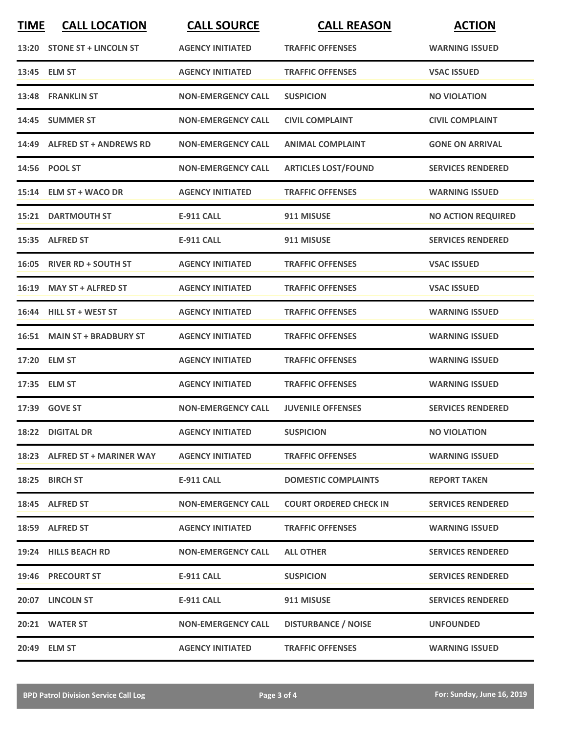| TIME | CALL LOCATION | CALL SOURCE | CALL REASON | ACTION |
|---|---|---|---|---|
| 13:20 | STONE ST + LINCOLN ST | AGENCY INITIATED | TRAFFIC OFFENSES | WARNING ISSUED |
| 13:45 | ELM ST | AGENCY INITIATED | TRAFFIC OFFENSES | VSAC ISSUED |
| 13:48 | FRANKLIN ST | NON-EMERGENCY CALL | SUSPICION | NO VIOLATION |
| 14:45 | SUMMER ST | NON-EMERGENCY CALL | CIVIL COMPLAINT | CIVIL COMPLAINT |
| 14:49 | ALFRED ST + ANDREWS RD | NON-EMERGENCY CALL | ANIMAL COMPLAINT | GONE ON ARRIVAL |
| 14:56 | POOL ST | NON-EMERGENCY CALL | ARTICLES LOST/FOUND | SERVICES RENDERED |
| 15:14 | ELM ST + WACO DR | AGENCY INITIATED | TRAFFIC OFFENSES | WARNING ISSUED |
| 15:21 | DARTMOUTH ST | E-911 CALL | 911 MISUSE | NO ACTION REQUIRED |
| 15:35 | ALFRED ST | E-911 CALL | 911 MISUSE | SERVICES RENDERED |
| 16:05 | RIVER RD + SOUTH ST | AGENCY INITIATED | TRAFFIC OFFENSES | VSAC ISSUED |
| 16:19 | MAY ST + ALFRED ST | AGENCY INITIATED | TRAFFIC OFFENSES | VSAC ISSUED |
| 16:44 | HILL ST + WEST ST | AGENCY INITIATED | TRAFFIC OFFENSES | WARNING ISSUED |
| 16:51 | MAIN ST + BRADBURY ST | AGENCY INITIATED | TRAFFIC OFFENSES | WARNING ISSUED |
| 17:20 | ELM ST | AGENCY INITIATED | TRAFFIC OFFENSES | WARNING ISSUED |
| 17:35 | ELM ST | AGENCY INITIATED | TRAFFIC OFFENSES | WARNING ISSUED |
| 17:39 | GOVE ST | NON-EMERGENCY CALL | JUVENILE OFFENSES | SERVICES RENDERED |
| 18:22 | DIGITAL DR | AGENCY INITIATED | SUSPICION | NO VIOLATION |
| 18:23 | ALFRED ST + MARINER WAY | AGENCY INITIATED | TRAFFIC OFFENSES | WARNING ISSUED |
| 18:25 | BIRCH ST | E-911 CALL | DOMESTIC COMPLAINTS | REPORT TAKEN |
| 18:45 | ALFRED ST | NON-EMERGENCY CALL | COURT ORDERED CHECK IN | SERVICES RENDERED |
| 18:59 | ALFRED ST | AGENCY INITIATED | TRAFFIC OFFENSES | WARNING ISSUED |
| 19:24 | HILLS BEACH RD | NON-EMERGENCY CALL | ALL OTHER | SERVICES RENDERED |
| 19:46 | PRECOURT ST | E-911 CALL | SUSPICION | SERVICES RENDERED |
| 20:07 | LINCOLN ST | E-911 CALL | 911 MISUSE | SERVICES RENDERED |
| 20:21 | WATER ST | NON-EMERGENCY CALL | DISTURBANCE / NOISE | UNFOUNDED |
| 20:49 | ELM ST | AGENCY INITIATED | TRAFFIC OFFENSES | WARNING ISSUED |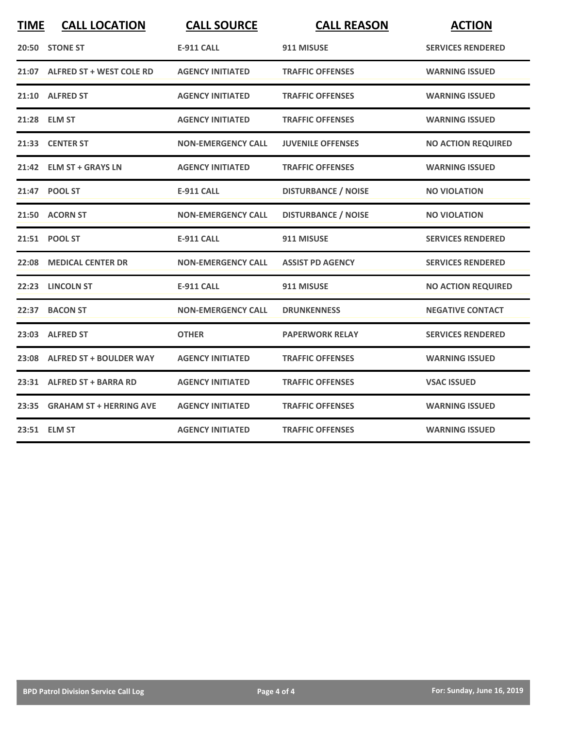| TIME | CALL LOCATION | CALL SOURCE | CALL REASON | ACTION |
| --- | --- | --- | --- | --- |
| 20:50 | STONE ST | E-911 CALL | 911 MISUSE | SERVICES RENDERED |
| 21:07 | ALFRED ST + WEST COLE RD | AGENCY INITIATED | TRAFFIC OFFENSES | WARNING ISSUED |
| 21:10 | ALFRED ST | AGENCY INITIATED | TRAFFIC OFFENSES | WARNING ISSUED |
| 21:28 | ELM ST | AGENCY INITIATED | TRAFFIC OFFENSES | WARNING ISSUED |
| 21:33 | CENTER ST | NON-EMERGENCY CALL | JUVENILE OFFENSES | NO ACTION REQUIRED |
| 21:42 | ELM ST + GRAYS LN | AGENCY INITIATED | TRAFFIC OFFENSES | WARNING ISSUED |
| 21:47 | POOL ST | E-911 CALL | DISTURBANCE / NOISE | NO VIOLATION |
| 21:50 | ACORN ST | NON-EMERGENCY CALL | DISTURBANCE / NOISE | NO VIOLATION |
| 21:51 | POOL ST | E-911 CALL | 911 MISUSE | SERVICES RENDERED |
| 22:08 | MEDICAL CENTER DR | NON-EMERGENCY CALL | ASSIST PD AGENCY | SERVICES RENDERED |
| 22:23 | LINCOLN ST | E-911 CALL | 911 MISUSE | NO ACTION REQUIRED |
| 22:37 | BACON ST | NON-EMERGENCY CALL | DRUNKENNESS | NEGATIVE CONTACT |
| 23:03 | ALFRED ST | OTHER | PAPERWORK RELAY | SERVICES RENDERED |
| 23:08 | ALFRED ST + BOULDER WAY | AGENCY INITIATED | TRAFFIC OFFENSES | WARNING ISSUED |
| 23:31 | ALFRED ST + BARRA RD | AGENCY INITIATED | TRAFFIC OFFENSES | VSAC ISSUED |
| 23:35 | GRAHAM ST + HERRING AVE | AGENCY INITIATED | TRAFFIC OFFENSES | WARNING ISSUED |
| 23:51 | ELM ST | AGENCY INITIATED | TRAFFIC OFFENSES | WARNING ISSUED |